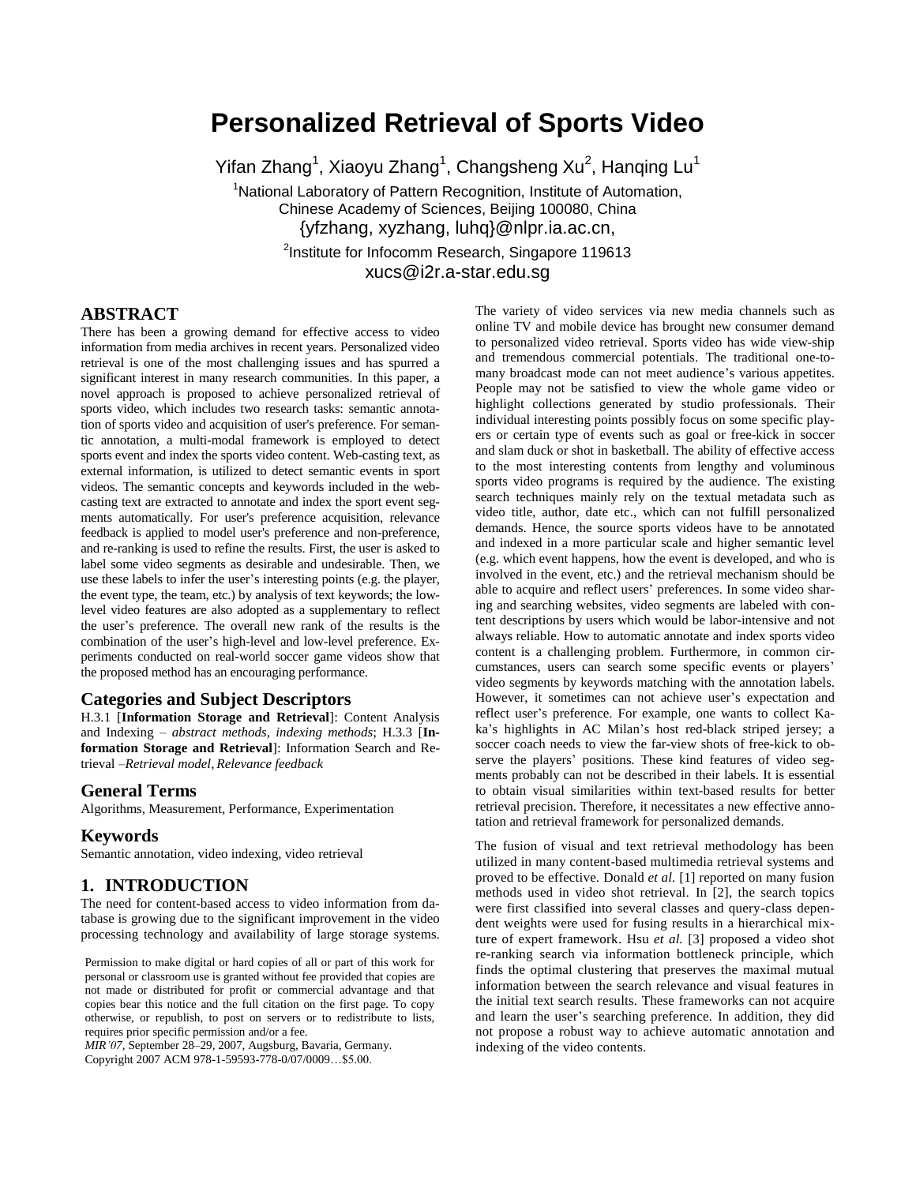# Personalized Retrieval of Sports Video

Yifan Zhang[1], Xiaoyu Zhang[1], Changsheng Xu[2], Hanqing Lu[1]

[1]National Laboratory of Pattern Recognition, Institute of Automation, Chinese Academy of Sciences, Beijing 100080, China
{yfzhang, xyzhang, luhq}@nlpr.ia.ac.cn,

[2]Institute for Infocomm Research, Singapore 119613
xucs@i2r.a-star.edu.sg

## ABSTRACT

There has been a growing demand for effective access to video information from media archives in recent years. Personalized video retrieval is one of the most challenging issues and has spurred a significant interest in many research communities. In this paper, a novel approach is proposed to achieve personalized retrieval of sports video, which includes two research tasks: semantic annotation of sports video and acquisition of user's preference. For semantic annotation, a multi-modal framework is employed to detect sports event and index the sports video content. Web-casting text, as external information, is utilized to detect semantic events in sport videos. The semantic concepts and keywords included in the web-casting text are extracted to annotate and index the sport event segments automatically. For user's preference acquisition, relevance feedback is applied to model user's preference and non-preference, and re-ranking is used to refine the results. First, the user is asked to label some video segments as desirable and undesirable. Then, we use these labels to infer the user's interesting points (e.g. the player, the event type, the team, etc.) by analysis of text keywords; the low-level video features are also adopted as a supplementary to reflect the user's preference. The overall new rank of the results is the combination of the user's high-level and low-level preference. Experiments conducted on real-world soccer game videos show that the proposed method has an encouraging performance.

### Categories and Subject Descriptors

H.3.1 [**Information Storage and Retrieval**]: Content Analysis and Indexing – *abstract methods, indexing methods*; H.3.3 [**Information Storage and Retrieval**]: Information Search and Retrieval –*Retrieval model, Relevance feedback*

### General Terms

Algorithms, Measurement, Performance, Experimentation

### Keywords

Semantic annotation, video indexing, video retrieval

## 1. INTRODUCTION

The need for content-based access to video information from database is growing due to the significant improvement in the video processing technology and availability of large storage systems.

Permission to make digital or hard copies of all or part of this work for personal or classroom use is granted without fee provided that copies are not made or distributed for profit or commercial advantage and that copies bear this notice and the full citation on the first page. To copy otherwise, or republish, to post on servers or to redistribute to lists, requires prior specific permission and/or a fee.
*MIR'07*, September 28–29, 2007, Augsburg, Bavaria, Germany.
Copyright 2007 ACM 978-1-59593-778-0/07/0009…$5.00.

The variety of video services via new media channels such as online TV and mobile device has brought new consumer demand to personalized video retrieval. Sports video has wide view-ship and tremendous commercial potentials. The traditional one-to-many broadcast mode can not meet audience's various appetites. People may not be satisfied to view the whole game video or highlight collections generated by studio professionals. Their individual interesting points possibly focus on some specific players or certain type of events such as goal or free-kick in soccer and slam duck or shot in basketball. The ability of effective access to the most interesting contents from lengthy and voluminous sports video programs is required by the audience. The existing search techniques mainly rely on the textual metadata such as video title, author, date etc., which can not fulfill personalized demands. Hence, the source sports videos have to be annotated and indexed in a more particular scale and higher semantic level (e.g. which event happens, how the event is developed, and who is involved in the event, etc.) and the retrieval mechanism should be able to acquire and reflect users' preferences. In some video sharing and searching websites, video segments are labeled with content descriptions by users which would be labor-intensive and not always reliable. How to automatic annotate and index sports video content is a challenging problem. Furthermore, in common circumstances, users can search some specific events or players' video segments by keywords matching with the annotation labels. However, it sometimes can not achieve user's expectation and reflect user's preference. For example, one wants to collect Kaka's highlights in AC Milan's host red-black striped jersey; a soccer coach needs to view the far-view shots of free-kick to observe the players' positions. These kind features of video segments probably can not be described in their labels. It is essential to obtain visual similarities within text-based results for better retrieval precision. Therefore, it necessitates a new effective annotation and retrieval framework for personalized demands.

The fusion of visual and text retrieval methodology has been utilized in many content-based multimedia retrieval systems and proved to be effective. Donald *et al.* [1] reported on many fusion methods used in video shot retrieval. In [2], the search topics were first classified into several classes and query-class dependent weights were used for fusing results in a hierarchical mixture of expert framework. Hsu *et al.* [3] proposed a video shot re-ranking search via information bottleneck principle, which finds the optimal clustering that preserves the maximal mutual information between the search relevance and visual features in the initial text search results. These frameworks can not acquire and learn the user's searching preference. In addition, they did not propose a robust way to achieve automatic annotation and indexing of the video contents.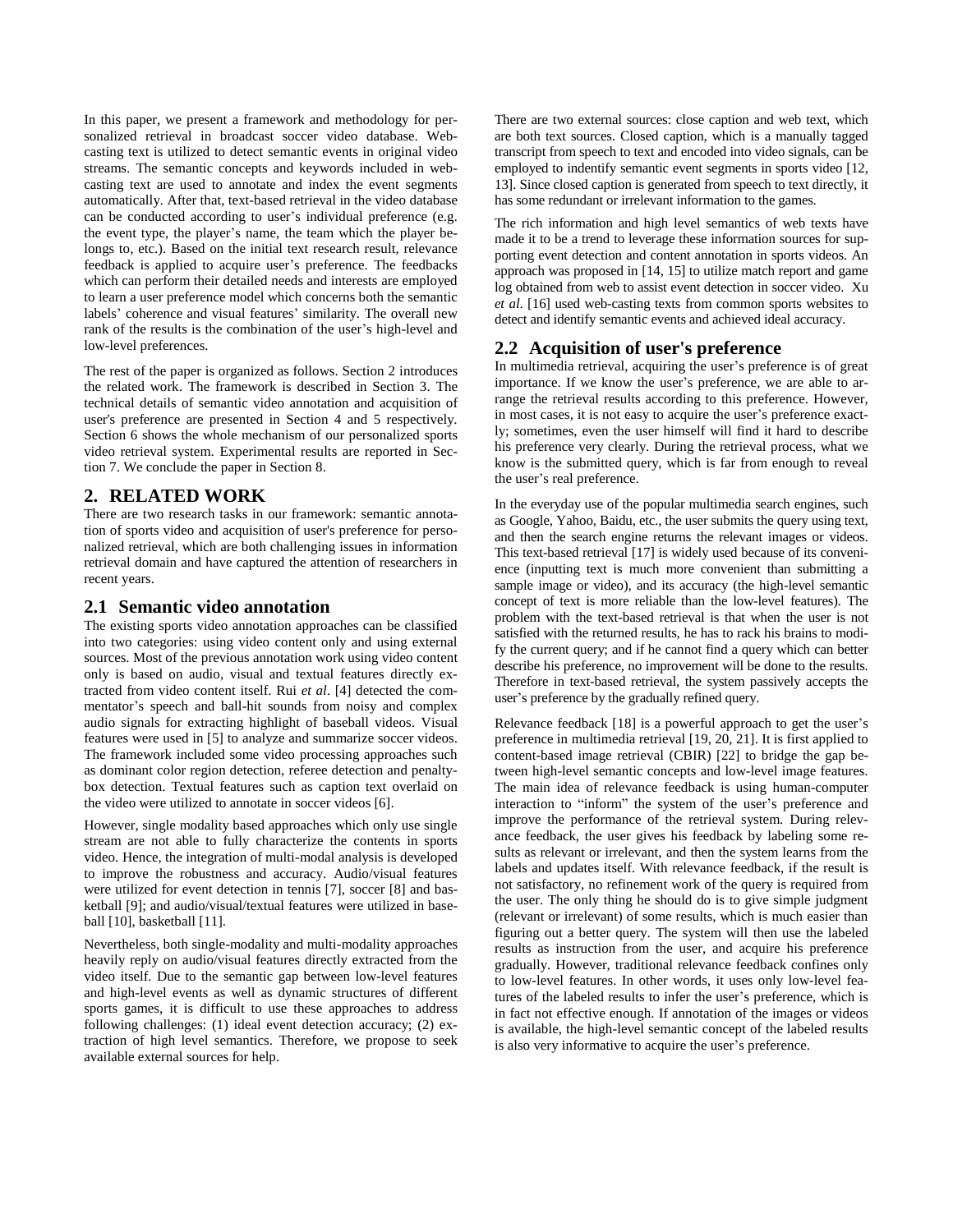In this paper, we present a framework and methodology for personalized retrieval in broadcast soccer video database. Web-casting text is utilized to detect semantic events in original video streams. The semantic concepts and keywords included in web-casting text are used to annotate and index the event segments automatically. After that, text-based retrieval in the video database can be conducted according to user's individual preference (e.g. the event type, the player's name, the team which the player belongs to, etc.). Based on the initial text research result, relevance feedback is applied to acquire user's preference. The feedbacks which can perform their detailed needs and interests are employed to learn a user preference model which concerns both the semantic labels' coherence and visual features' similarity. The overall new rank of the results is the combination of the user's high-level and low-level preferences.

The rest of the paper is organized as follows. Section 2 introduces the related work. The framework is described in Section 3. The technical details of semantic video annotation and acquisition of user's preference are presented in Section 4 and 5 respectively. Section 6 shows the whole mechanism of our personalized sports video retrieval system. Experimental results are reported in Section 7. We conclude the paper in Section 8.

## 2. RELATED WORK

There are two research tasks in our framework: semantic annotation of sports video and acquisition of user's preference for personalized retrieval, which are both challenging issues in information retrieval domain and have captured the attention of researchers in recent years.

### 2.1 Semantic video annotation

The existing sports video annotation approaches can be classified into two categories: using video content only and using external sources. Most of the previous annotation work using video content only is based on audio, visual and textual features directly extracted from video content itself. Rui *et al*. [4] detected the commentator's speech and ball-hit sounds from noisy and complex audio signals for extracting highlight of baseball videos. Visual features were used in [5] to analyze and summarize soccer videos. The framework included some video processing approaches such as dominant color region detection, referee detection and penalty-box detection. Textual features such as caption text overlaid on the video were utilized to annotate in soccer videos [6].

However, single modality based approaches which only use single stream are not able to fully characterize the contents in sports video. Hence, the integration of multi-modal analysis is developed to improve the robustness and accuracy. Audio/visual features were utilized for event detection in tennis [7], soccer [8] and basketball [9]; and audio/visual/textual features were utilized in baseball [10], basketball [11].

Nevertheless, both single-modality and multi-modality approaches heavily reply on audio/visual features directly extracted from the video itself. Due to the semantic gap between low-level features and high-level events as well as dynamic structures of different sports games, it is difficult to use these approaches to address following challenges: (1) ideal event detection accuracy; (2) extraction of high level semantics. Therefore, we propose to seek available external sources for help.

There are two external sources: close caption and web text, which are both text sources. Closed caption, which is a manually tagged transcript from speech to text and encoded into video signals, can be employed to indentify semantic event segments in sports video [12, 13]. Since closed caption is generated from speech to text directly, it has some redundant or irrelevant information to the games.

The rich information and high level semantics of web texts have made it to be a trend to leverage these information sources for supporting event detection and content annotation in sports videos. An approach was proposed in [14, 15] to utilize match report and game log obtained from web to assist event detection in soccer video. Xu *et al*. [16] used web-casting texts from common sports websites to detect and identify semantic events and achieved ideal accuracy.

### 2.2 Acquisition of user's preference

In multimedia retrieval, acquiring the user's preference is of great importance. If we know the user's preference, we are able to arrange the retrieval results according to this preference. However, in most cases, it is not easy to acquire the user's preference exactly; sometimes, even the user himself will find it hard to describe his preference very clearly. During the retrieval process, what we know is the submitted query, which is far from enough to reveal the user's real preference.

In the everyday use of the popular multimedia search engines, such as Google, Yahoo, Baidu, etc., the user submits the query using text, and then the search engine returns the relevant images or videos. This text-based retrieval [17] is widely used because of its convenience (inputting text is much more convenient than submitting a sample image or video), and its accuracy (the high-level semantic concept of text is more reliable than the low-level features). The problem with the text-based retrieval is that when the user is not satisfied with the returned results, he has to rack his brains to modify the current query; and if he cannot find a query which can better describe his preference, no improvement will be done to the results. Therefore in text-based retrieval, the system passively accepts the user's preference by the gradually refined query.

Relevance feedback [18] is a powerful approach to get the user's preference in multimedia retrieval [19, 20, 21]. It is first applied to content-based image retrieval (CBIR) [22] to bridge the gap between high-level semantic concepts and low-level image features. The main idea of relevance feedback is using human-computer interaction to "inform" the system of the user's preference and improve the performance of the retrieval system. During relevance feedback, the user gives his feedback by labeling some results as relevant or irrelevant, and then the system learns from the labels and updates itself. With relevance feedback, if the result is not satisfactory, no refinement work of the query is required from the user. The only thing he should do is to give simple judgment (relevant or irrelevant) of some results, which is much easier than figuring out a better query. The system will then use the labeled results as instruction from the user, and acquire his preference gradually. However, traditional relevance feedback confines only to low-level features. In other words, it uses only low-level features of the labeled results to infer the user's preference, which is in fact not effective enough. If annotation of the images or videos is available, the high-level semantic concept of the labeled results is also very informative to acquire the user's preference.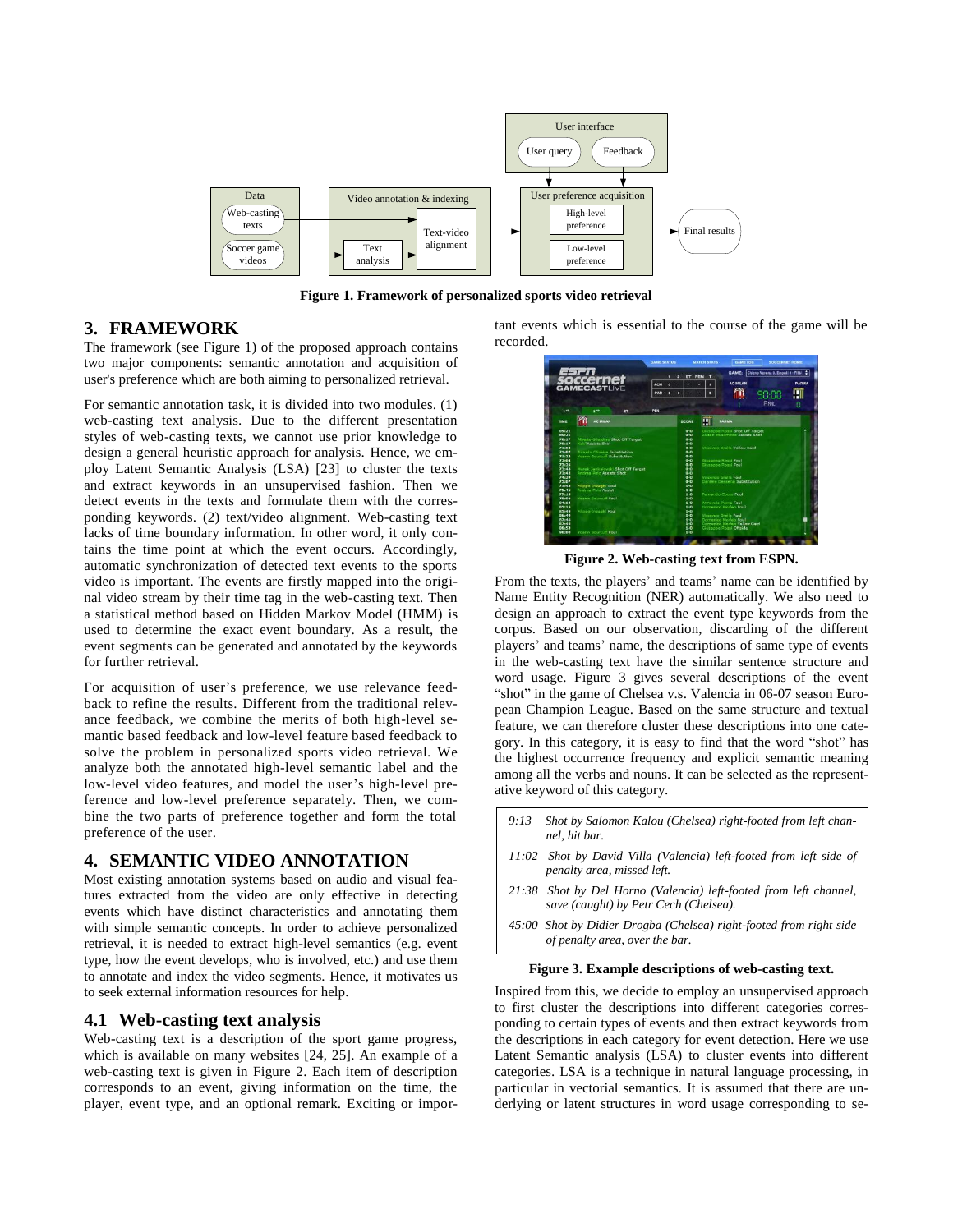Figure 1. Framework of personalized sports video retrieval

## 3. FRAMEWORK

The framework (see Figure 1) of the proposed approach contains two major components: semantic annotation and acquisition of user's preference which are both aiming to personalized retrieval.

For semantic annotation task, it is divided into two modules. (1) web-casting text analysis. Due to the different presentation styles of web-casting texts, we cannot use prior knowledge to design a general heuristic approach for analysis. Hence, we employ Latent Semantic Analysis (LSA) [23] to cluster the texts and extract keywords in an unsupervised fashion. Then we detect events in the texts and formulate them with the corresponding keywords. (2) text/video alignment. Web-casting text lacks of time boundary information. In other word, it only contains the time point at which the event occurs. Accordingly, automatic synchronization of detected text events to the sports video is important. The events are firstly mapped into the original video stream by their time tag in the web-casting text. Then a statistical method based on Hidden Markov Model (HMM) is used to determine the exact event boundary. As a result, the event segments can be generated and annotated by the keywords for further retrieval.

For acquisition of user's preference, we use relevance feedback to refine the results. Different from the traditional relevance feedback, we combine the merits of both high-level semantic based feedback and low-level feature based feedback to solve the problem in personalized sports video retrieval. We analyze both the annotated high-level semantic label and the low-level video features, and model the user's high-level preference and low-level preference separately. Then, we combine the two parts of preference together and form the total preference of the user.

## 4. SEMANTIC VIDEO ANNOTATION

Most existing annotation systems based on audio and visual features extracted from the video are only effective in detecting events which have distinct characteristics and annotating them with simple semantic concepts. In order to achieve personalized retrieval, it is needed to extract high-level semantics (e.g. event type, how the event develops, who is involved, etc.) and use them to annotate and index the video segments. Hence, it motivates us to seek external information resources for help.

### 4.1 Web-casting text analysis

Web-casting text is a description of the sport game progress, which is available on many websites [24, 25]. An example of a web-casting text is given in Figure 2. Each item of description corresponds to an event, giving information on the time, the player, event type, and an optional remark. Exciting or important events which is essential to the course of the game will be recorded.

Figure 2. Web-casting text from ESPN.

From the texts, the players' and teams' name can be identified by Name Entity Recognition (NER) automatically. We also need to design an approach to extract the event type keywords from the corpus. Based on our observation, discarding of the different players' and teams' name, the descriptions of same type of events in the web-casting text have the similar sentence structure and word usage. Figure 3 gives several descriptions of the event "shot" in the game of Chelsea v.s. Valencia in 06-07 season European Champion League. Based on the same structure and textual feature, we can therefore cluster these descriptions into one category. In this category, it is easy to find that the word "shot" has the highest occurrence frequency and explicit semantic meaning among all the verbs and nouns. It can be selected as the representative keyword of this category.

*9:13 Shot by Salomon Kalou (Chelsea) right-footed from left channel, hit bar.*

*11:02 Shot by David Villa (Valencia) left-footed from left side of penalty area, missed left.*

*21:38 Shot by Del Horno (Valencia) left-footed from left channel, save (caught) by Petr Cech (Chelsea).*

*45:00 Shot by Didier Drogba (Chelsea) right-footed from right side of penalty area, over the bar.*

**Figure 3. Example descriptions of web-casting text.**

Inspired from this, we decide to employ an unsupervised approach to first cluster the descriptions into different categories corresponding to certain types of events and then extract keywords from the descriptions in each category for event detection. Here we use Latent Semantic analysis (LSA) to cluster events into different categories. LSA is a technique in natural language processing, in particular in vectorial semantics. It is assumed that there are underlying or latent structures in word usage corresponding to se-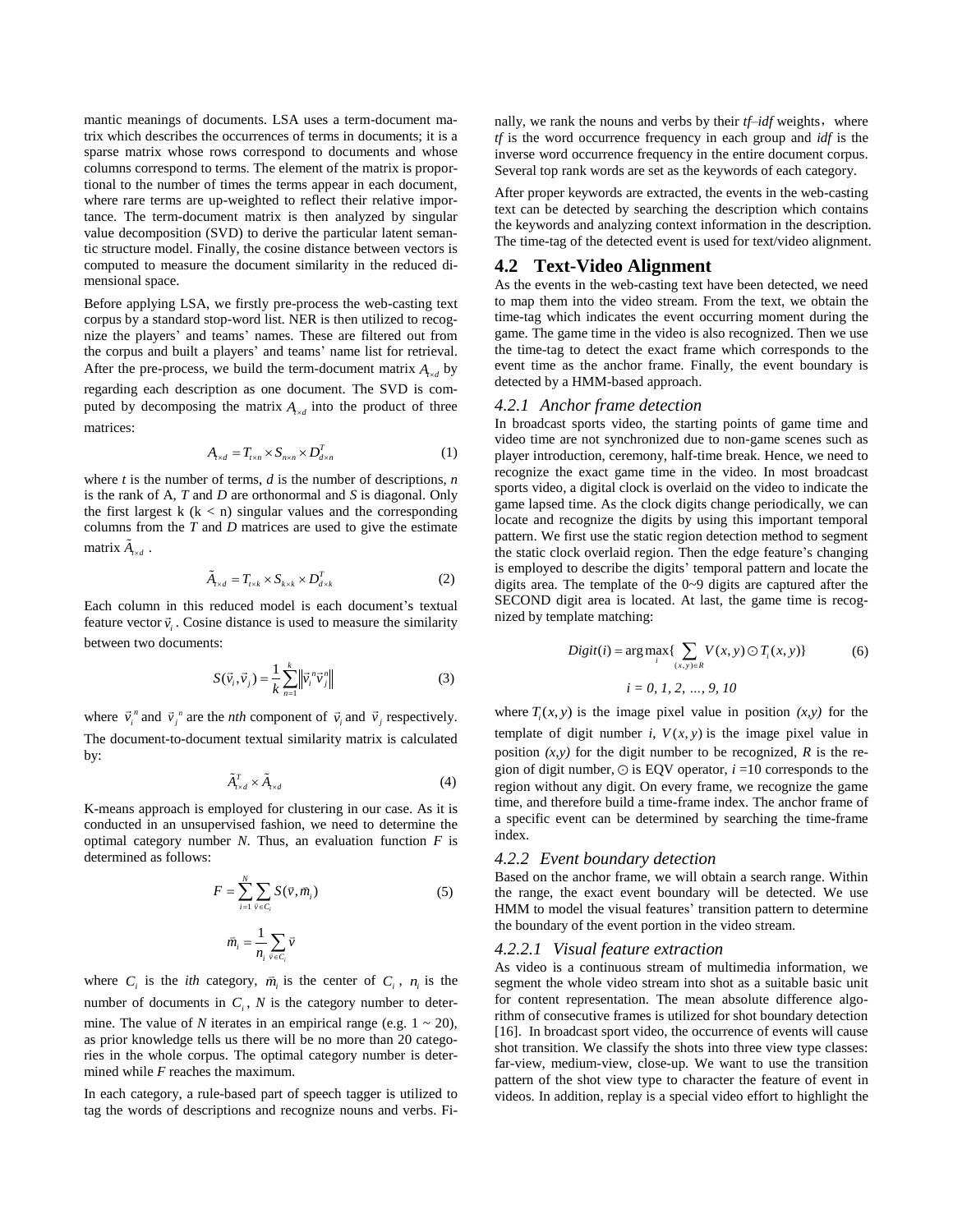mantic meanings of documents. LSA uses a term-document matrix which describes the occurrences of terms in documents; it is a sparse matrix whose rows correspond to documents and whose columns correspond to terms. The element of the matrix is proportional to the number of times the terms appear in each document, where rare terms are up-weighted to reflect their relative importance. The term-document matrix is then analyzed by singular value decomposition (SVD) to derive the particular latent semantic structure model. Finally, the cosine distance between vectors is computed to measure the document similarity in the reduced dimensional space.

Before applying LSA, we firstly pre-process the web-casting text corpus by a standard stop-word list. NER is then utilized to recognize the players' and teams' names. These are filtered out from the corpus and built a players' and teams' name list for retrieval. After the pre-process, we build the term-document matrix $A_{t\times d}$ by regarding each description as one document. The SVD is computed by decomposing the matrix $A_{t\times d}$ into the product of three matrices:

$$A_{t\times d} = T_{t\times n} \times S_{n\times n} \times D_{d\times n}^{T} \tag{1}$$

where *t* is the number of terms, *d* is the number of descriptions, *n* is the rank of A, *T* and *D* are orthonormal and *S* is diagonal. Only the first largest k (k < n) singular values and the corresponding columns from the *T* and *D* matrices are used to give the estimate matrix $\tilde{A}_{t\times d}$ .

$$\tilde{A}_{t\times d} = T_{t\times k} \times S_{k\times k} \times D_{d\times k}^{T} \tag{2}$$

Each column in this reduced model is each document's textual feature vector $\vec{v}_i$ . Cosine distance is used to measure the similarity between two documents:

$$S(\vec{v}_i, \vec{v}_j) = \frac{1}{k}\sum_{n=1}^{k}\left\|\vec{v}_i^{\,n}\vec{v}_j^{\,n}\right\| \tag{3}$$

where $\vec{v}_i^{\,n}$ and $\vec{v}_j^{\,n}$ are the *nth* component of $\vec{v}_i$ and $\vec{v}_j$ respectively. The document-to-document textual similarity matrix is calculated by:

$$\tilde{A}_{t\times d}^{T} \times \tilde{A}_{t\times d} \tag{4}$$

K-means approach is employed for clustering in our case. As it is conducted in an unsupervised fashion, we need to determine the optimal category number *N*. Thus, an evaluation function *F* is determined as follows:

$$F = \sum_{i=1}^{N}\sum_{\vec{v}\in C_i} S(\vec{v}, \vec{m}_i) \tag{5}$$

$$\vec{m}_i = \frac{1}{n_i}\sum_{\vec{v}\in C_i}\vec{v}$$

where $C_i$ is the *ith* category, $\vec{m}_i$ is the center of $C_i$ , $n_i$ is the number of documents in $C_i$, *N* is the category number to determine. The value of *N* iterates in an empirical range (e.g. 1 ~ 20), as prior knowledge tells us there will be no more than 20 categories in the whole corpus. The optimal category number is determined while *F* reaches the maximum.

In each category, a rule-based part of speech tagger is utilized to tag the words of descriptions and recognize nouns and verbs. Finally, we rank the nouns and verbs by their *tf–idf* weights, where *tf* is the word occurrence frequency in each group and *idf* is the inverse word occurrence frequency in the entire document corpus. Several top rank words are set as the keywords of each category.

After proper keywords are extracted, the events in the web-casting text can be detected by searching the description which contains the keywords and analyzing context information in the description. The time-tag of the detected event is used for text/video alignment.

## 4.2 Text-Video Alignment

As the events in the web-casting text have been detected, we need to map them into the video stream. From the text, we obtain the time-tag which indicates the event occurring moment during the game. The game time in the video is also recognized. Then we use the time-tag to detect the exact frame which corresponds to the event time as the anchor frame. Finally, the event boundary is detected by a HMM-based approach.

### 4.2.1 Anchor frame detection

In broadcast sports video, the starting points of game time and video time are not synchronized due to non-game scenes such as player introduction, ceremony, half-time break. Hence, we need to recognize the exact game time in the video. In most broadcast sports video, a digital clock is overlaid on the video to indicate the game lapsed time. As the clock digits change periodically, we can locate and recognize the digits by using this important temporal pattern. We first use the static region detection method to segment the static clock overlaid region. Then the edge feature's changing is employed to describe the digits' temporal pattern and locate the digits area. The template of the 0~9 digits are captured after the SECOND digit area is located. At last, the game time is recognized by template matching:

$$Digit(i) = \arg\max_{i}\{\sum_{(x,y)\in R} V(x,y) \odot T_i(x,y)\} \tag{6}$$

$$i = 0, 1, 2, \ldots, 9, 10$$

where $T_i(x,y)$ is the image pixel value in position *(x,y)* for the template of digit number *i*, $V(x,y)$ is the image pixel value in position *(x,y)* for the digit number to be recognized, *R* is the region of digit number, $\odot$ is EQV operator, *i* =10 corresponds to the region without any digit. On every frame, we recognize the game time, and therefore build a time-frame index. The anchor frame of a specific event can be determined by searching the time-frame index.

### 4.2.2 Event boundary detection

Based on the anchor frame, we will obtain a search range. Within the range, the exact event boundary will be detected. We use HMM to model the visual features' transition pattern to determine the boundary of the event portion in the video stream.

#### 4.2.2.1 Visual feature extraction

As video is a continuous stream of multimedia information, we segment the whole video stream into shot as a suitable basic unit for content representation. The mean absolute difference algorithm of consecutive frames is utilized for shot boundary detection [16]. In broadcast sport video, the occurrence of events will cause shot transition. We classify the shots into three view type classes: far-view, medium-view, close-up. We want to use the transition pattern of the shot view type to character the feature of event in videos. In addition, replay is a special video effort to highlight the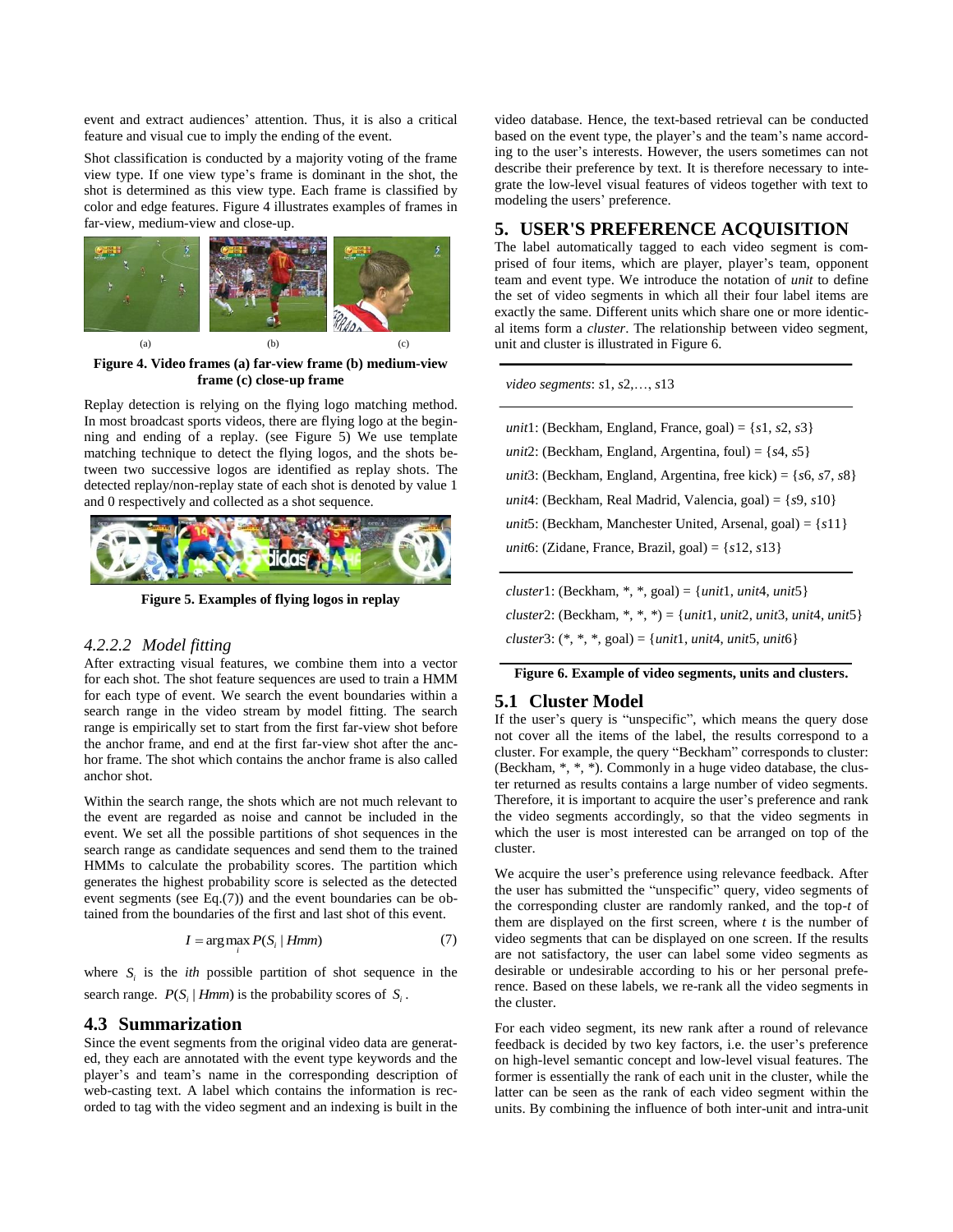event and extract audiences' attention. Thus, it is also a critical feature and visual cue to imply the ending of the event.

Shot classification is conducted by a majority voting of the frame view type. If one view type's frame is dominant in the shot, the shot is determined as this view type. Each frame is classified by color and edge features. Figure 4 illustrates examples of frames in far-view, medium-view and close-up.

(a) (b) (c)

**Figure 4. Video frames (a) far-view frame (b) medium-view frame (c) close-up frame**

Replay detection is relying on the flying logo matching method. In most broadcast sports videos, there are flying logo at the beginning and ending of a replay. (see Figure 5) We use template matching technique to detect the flying logos, and the shots between two successive logos are identified as replay shots. The detected replay/non-replay state of each shot is denoted by value 1 and 0 respectively and collected as a shot sequence.

**Figure 5. Examples of flying logos in replay**

#### *4.2.2.2 Model fitting*

After extracting visual features, we combine them into a vector for each shot. The shot feature sequences are used to train a HMM for each type of event. We search the event boundaries within a search range in the video stream by model fitting. The search range is empirically set to start from the first far-view shot before the anchor frame, and end at the first far-view shot after the anchor frame. The shot which contains the anchor frame is also called anchor shot.

Within the search range, the shots which are not much relevant to the event are regarded as noise and cannot be included in the event. We set all the possible partitions of shot sequences in the search range as candidate sequences and send them to the trained HMMs to calculate the probability scores. The partition which generates the highest probability score is selected as the detected event segments (see Eq.(7)) and the event boundaries can be obtained from the boundaries of the first and last shot of this event.

$$I = \arg\max_i P(S_i \mid Hmm) \qquad (7)$$

where $S_i$ is the *ith* possible partition of shot sequence in the search range. $P(S_i \mid Hmm)$ is the probability scores of $S_i$.

### 4.3 Summarization

Since the event segments from the original video data are generated, they each are annotated with the event type keywords and the player's and team's name in the corresponding description of web-casting text. A label which contains the information is recorded to tag with the video segment and an indexing is built in the video database. Hence, the text-based retrieval can be conducted based on the event type, the player's and the team's name according to the user's interests. However, the users sometimes can not describe their preference by text. It is therefore necessary to integrate the low-level visual features of videos together with text to modeling the users' preference.

## 5. USER'S PREFERENCE ACQUISITION

The label automatically tagged to each video segment is comprised of four items, which are player, player's team, opponent team and event type. We introduce the notation of *unit* to define the set of video segments in which all their four label items are exactly the same. Different units which share one or more identical items form a *cluster*. The relationship between video segment, unit and cluster is illustrated in Figure 6.

*video segments*: *s*1, *s*2,…, *s*13

*unit*1: (Beckham, England, France, goal) = {*s*1, *s*2, *s*3}
*unit*2: (Beckham, England, Argentina, foul) = {*s*4, *s*5}
*unit*3: (Beckham, England, Argentina, free kick) = {*s*6, *s*7, *s*8}
*unit*4: (Beckham, Real Madrid, Valencia, goal) = {*s*9, *s*10}
*unit*5: (Beckham, Manchester United, Arsenal, goal) = {*s*11}
*unit*6: (Zidane, France, Brazil, goal) = {*s*12, *s*13}

*cluster*1: (Beckham, *, *, goal) = {*unit*1, *unit*4, *unit*5}
*cluster*2: (Beckham, *, *, *) = {*unit*1, *unit*2, *unit*3, *unit*4, *unit*5}
*cluster*3: (*, *, *, goal) = {*unit*1, *unit*4, *unit*5, *unit*6}

**Figure 6. Example of video segments, units and clusters.**

### 5.1 Cluster Model

If the user's query is "unspecific", which means the query dose not cover all the items of the label, the results correspond to a cluster. For example, the query "Beckham" corresponds to cluster: (Beckham, *, *, *). Commonly in a huge video database, the cluster returned as results contains a large number of video segments. Therefore, it is important to acquire the user's preference and rank the video segments accordingly, so that the video segments in which the user is most interested can be arranged on top of the cluster.

We acquire the user's preference using relevance feedback. After the user has submitted the "unspecific" query, video segments of the corresponding cluster are randomly ranked, and the top-*t* of them are displayed on the first screen, where *t* is the number of video segments that can be displayed on one screen. If the results are not satisfactory, the user can label some video segments as desirable or undesirable according to his or her personal preference. Based on these labels, we re-rank all the video segments in the cluster.

For each video segment, its new rank after a round of relevance feedback is decided by two key factors, i.e. the user's preference on high-level semantic concept and low-level visual features. The former is essentially the rank of each unit in the cluster, while the latter can be seen as the rank of each video segment within the units. By combining the influence of both inter-unit and intra-unit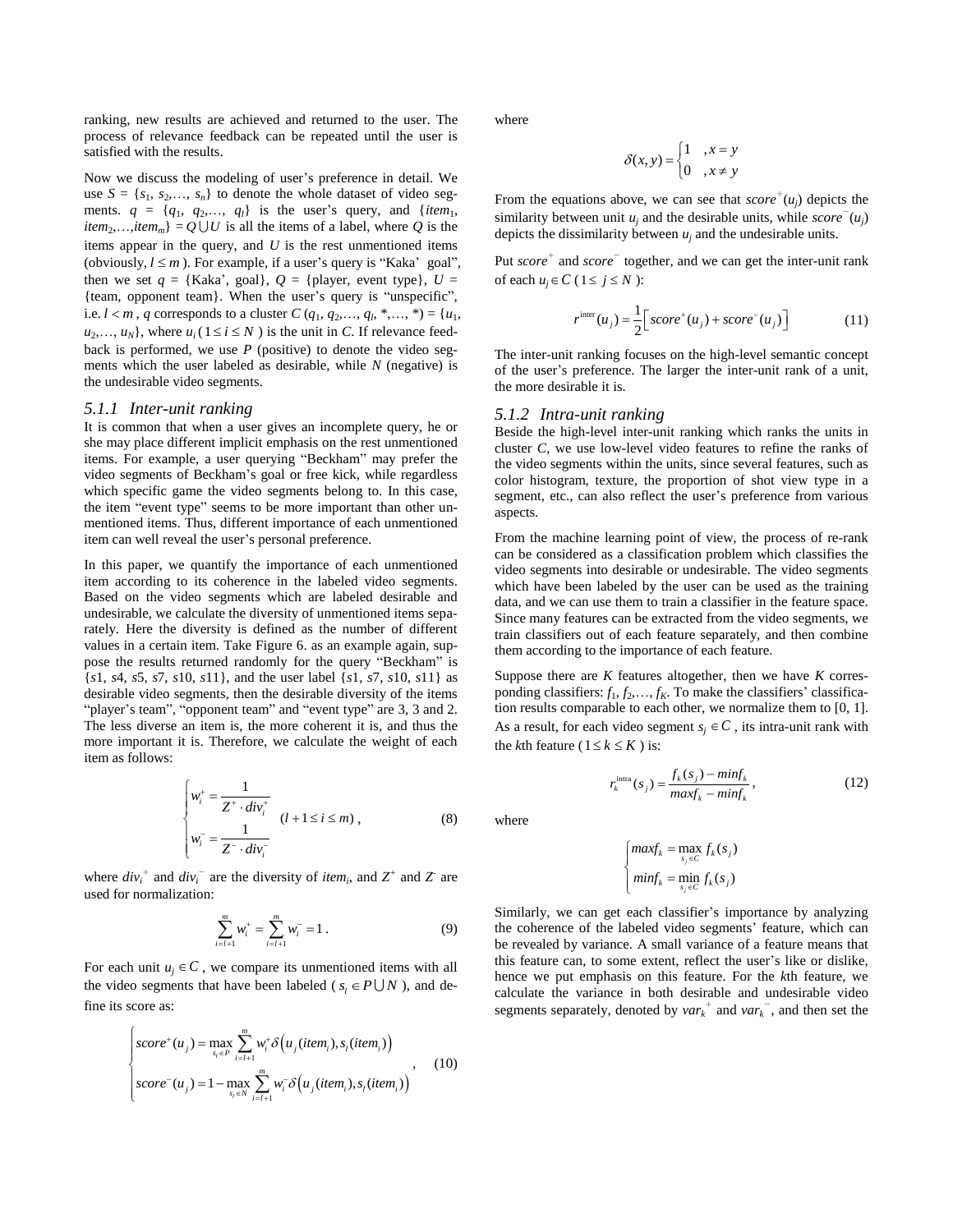ranking, new results are achieved and returned to the user. The process of relevance feedback can be repeated until the user is satisfied with the results.

Now we discuss the modeling of user's preference in detail. We use $S = \{s_1, s_2, \ldots, s_n\}$ to denote the whole dataset of video segments. $q = \{q_1, q_2, \ldots, q_l\}$ is the user's query, and $\{item_1, item_2, \ldots, item_m\} = Q \cup U$ is all the items of a label, where $Q$ is the items appear in the query, and $U$ is the rest unmentioned items (obviously, $l \le m$ ). For example, if a user's query is "Kaka' goal", then we set $q$ = {Kaka', goal}, $Q$ = {player, event type}, $U$ = {team, opponent team}. When the user's query is "unspecific", i.e. $l < m$ , $q$ corresponds to a cluster $C$ ($q_1, q_2, \ldots, q_l, *, \ldots, *$) = $\{u_1, u_2, \ldots, u_N\}$, where $u_i$ ( $1 \le i \le N$ ) is the unit in $C$. If relevance feedback is performed, we use $P$ (positive) to denote the video segments which the user labeled as desirable, while $N$ (negative) is the undesirable video segments.

### 5.1.1 Inter-unit ranking

It is common that when a user gives an incomplete query, he or she may place different implicit emphasis on the rest unmentioned items. For example, a user querying "Beckham" may prefer the video segments of Beckham's goal or free kick, while regardless which specific game the video segments belong to. In this case, the item "event type" seems to be more important than other unmentioned items. Thus, different importance of each unmentioned item can well reveal the user's personal preference.

In this paper, we quantify the importance of each unmentioned item according to its coherence in the labeled video segments. Based on the video segments which are labeled desirable and undesirable, we calculate the diversity of unmentioned items separately. Here the diversity is defined as the number of different values in a certain item. Take Figure 6. as an example again, suppose the results returned randomly for the query "Beckham" is {$s1$, $s4$, $s5$, $s7$, $s10$, $s11$}, and the user label {$s1$, $s7$, $s10$, $s11$} as desirable video segments, then the desirable diversity of the items "player's team", "opponent team" and "event type" are 3, 3 and 2. The less diverse an item is, the more coherent it is, and thus the more important it is. Therefore, we calculate the weight of each item as follows:

$$\begin{cases} w_i^+ = \dfrac{1}{Z^+ \cdot div_i^+} \\ w_i^- = \dfrac{1}{Z^- \cdot div_i^-} \end{cases} \quad (l+1 \le i \le m)\,, \tag{8}$$

where $div_i^+$ and $div_i^-$ are the diversity of $item_i$, and $Z^+$ and $Z^-$ are used for normalization:

$$\sum_{i=l+1}^{m} w_i^+ = \sum_{i=l+1}^{m} w_i^- = 1\,. \tag{9}$$

For each unit $u_j \in C$ , we compare its unmentioned items with all the video segments that have been labeled ( $s_i \in P \cup N$ ), and define its score as:

$$\begin{cases} score^+(u_j) = \max\limits_{s_i \in P} \sum\limits_{i=l+1}^{m} w_i^+ \delta\big(u_j(item_i), s_i(item_i)\big) \\ score^-(u_j) = 1 - \max\limits_{s_j \in N} \sum\limits_{i=l+1}^{m} w_i^- \delta\big(u_j(item_i), s_i(item_i)\big) \end{cases}, \tag{10}$$

where

$$\delta(x, y) = \begin{cases} 1 & , x = y \\ 0 & , x \ne y \end{cases}$$

From the equations above, we can see that $score^+(u_j)$ depicts the similarity between unit $u_j$ and the desirable units, while $score^-(u_j)$ depicts the dissimilarity between $u_j$ and the undesirable units.

Put $score^+$ and $score^-$ together, and we can get the inter-unit rank of each $u_j \in C$ ( $1 \le j \le N$ ):

$$r^{\text{inter}}(u_j) = \frac{1}{2}\Big[ score^+(u_j) + score^-(u_j) \Big] \tag{11}$$

The inter-unit ranking focuses on the high-level semantic concept of the user's preference. The larger the inter-unit rank of a unit, the more desirable it is.

### 5.1.2 Intra-unit ranking

Beside the high-level inter-unit ranking which ranks the units in cluster $C$, we use low-level video features to refine the ranks of the video segments within the units, since several features, such as color histogram, texture, the proportion of shot view type in a segment, etc., can also reflect the user's preference from various aspects.

From the machine learning point of view, the process of re-rank can be considered as a classification problem which classifies the video segments into desirable or undesirable. The video segments which have been labeled by the user can be used as the training data, and we can use them to train a classifier in the feature space. Since many features can be extracted from the video segments, we train classifiers out of each feature separately, and then combine them according to the importance of each feature.

Suppose there are $K$ features altogether, then we have $K$ corresponding classifiers: $f_1, f_2, \ldots, f_K$. To make the classifiers' classification results comparable to each other, we normalize them to [0, 1]. As a result, for each video segment $s_j \in C$ , its intra-unit rank with the $k$th feature ( $1 \le k \le K$ ) is:

$$r_k^{\text{intra}}(s_j) = \frac{f_k(s_j) - minf_k}{maxf_k - minf_k}\,, \tag{12}$$

where

$$\begin{cases} maxf_k = \max\limits_{s_j \in C} f_k(s_j) \\ minf_k = \min\limits_{s_j \in C} f_k(s_j) \end{cases}$$

Similarly, we can get each classifier's importance by analyzing the coherence of the labeled video segments' feature, which can be revealed by variance. A small variance of a feature means that this feature can, to some extent, reflect the user's like or dislike, hence we put emphasis on this feature. For the $k$th feature, we calculate the variance in both desirable and undesirable video segments separately, denoted by $var_k^+$ and $var_k^-$, and then set the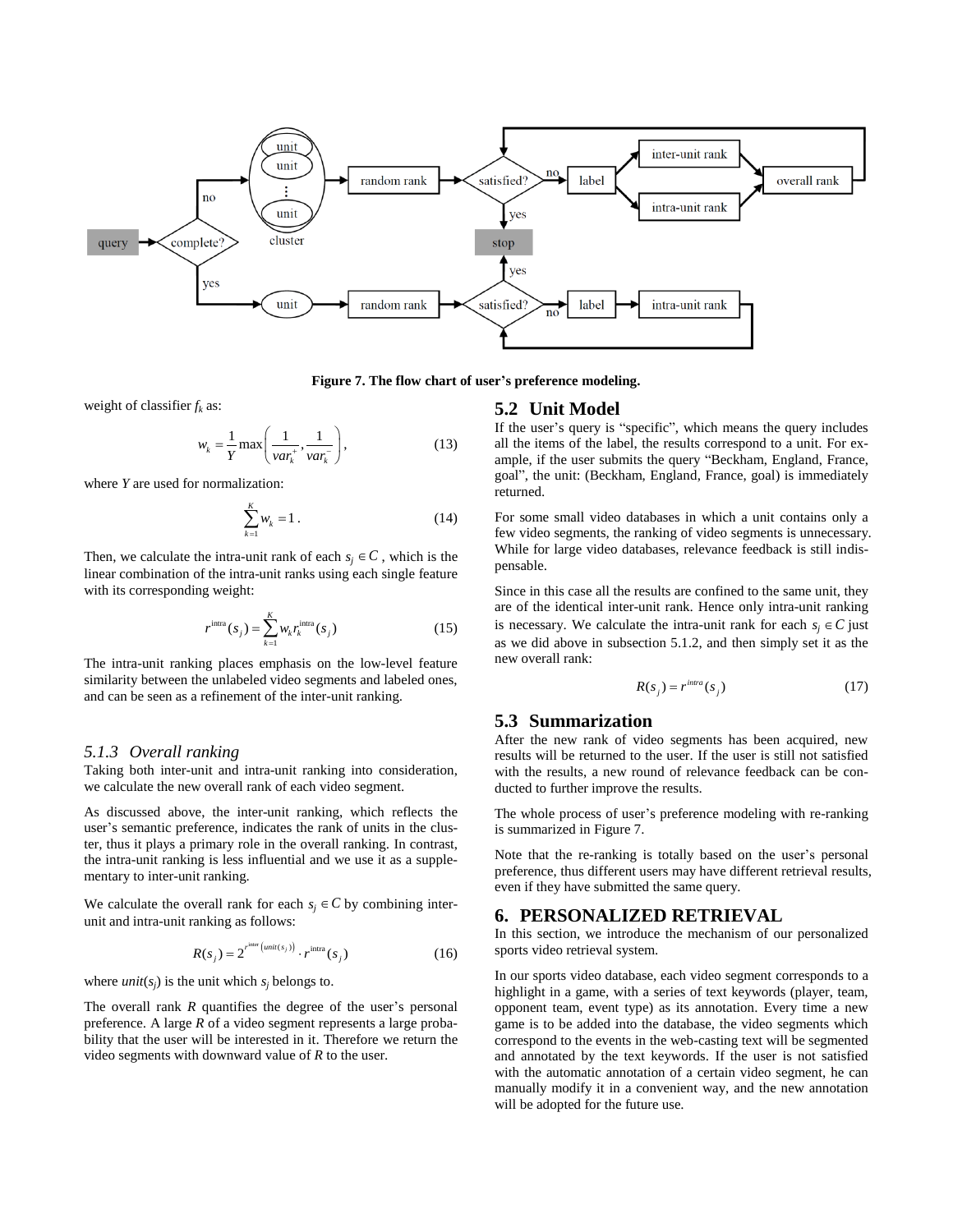Figure 7. The flow chart of user's preference modeling.

weight of classifier $f_k$ as:

$$w_k = \frac{1}{Y}\max\left(\frac{1}{var_k^+}, \frac{1}{var_k^-}\right), \tag{13}$$

where $Y$ are used for normalization:

$$\sum_{k=1}^{K} w_k = 1. \tag{14}$$

Then, we calculate the intra-unit rank of each $s_j \in C$, which is the linear combination of the intra-unit ranks using each single feature with its corresponding weight:

$$r^{\text{intra}}(s_j) = \sum_{k=1}^{K} w_k r_k^{\text{intra}}(s_j) \tag{15}$$

The intra-unit ranking places emphasis on the low-level feature similarity between the unlabeled video segments and labeled ones, and can be seen as a refinement of the inter-unit ranking.

### *5.1.3 Overall ranking*

Taking both inter-unit and intra-unit ranking into consideration, we calculate the new overall rank of each video segment.

As discussed above, the inter-unit ranking, which reflects the user's semantic preference, indicates the rank of units in the cluster, thus it plays a primary role in the overall ranking. In contrast, the intra-unit ranking is less influential and we use it as a supplementary to inter-unit ranking.

We calculate the overall rank for each $s_j \in C$ by combining inter-unit and intra-unit ranking as follows:

$$R(s_j) = 2^{r^{\text{inter}}(unit(s_j))} \cdot r^{\text{intra}}(s_j) \tag{16}$$

where $unit(s_j)$ is the unit which $s_j$ belongs to.

The overall rank $R$ quantifies the degree of the user's personal preference. A large $R$ of a video segment represents a large probability that the user will be interested in it. Therefore we return the video segments with downward value of $R$ to the user.

## 5.2 Unit Model

If the user's query is "specific", which means the query includes all the items of the label, the results correspond to a unit. For example, if the user submits the query "Beckham, England, France, goal", the unit: (Beckham, England, France, goal) is immediately returned.

For some small video databases in which a unit contains only a few video segments, the ranking of video segments is unnecessary. While for large video databases, relevance feedback is still indispensable.

Since in this case all the results are confined to the same unit, they are of the identical inter-unit rank. Hence only intra-unit ranking is necessary. We calculate the intra-unit rank for each $s_j \in C$ just as we did above in subsection 5.1.2, and then simply set it as the new overall rank:

$$R(s_j) = r^{intra}(s_j) \tag{17}$$

## 5.3 Summarization

After the new rank of video segments has been acquired, new results will be returned to the user. If the user is still not satisfied with the results, a new round of relevance feedback can be conducted to further improve the results.

The whole process of user's preference modeling with re-ranking is summarized in Figure 7.

Note that the re-ranking is totally based on the user's personal preference, thus different users may have different retrieval results, even if they have submitted the same query.

# 6. PERSONALIZED RETRIEVAL

In this section, we introduce the mechanism of our personalized sports video retrieval system.

In our sports video database, each video segment corresponds to a highlight in a game, with a series of text keywords (player, team, opponent team, event type) as its annotation. Every time a new game is to be added into the database, the video segments which correspond to the events in the web-casting text will be segmented and annotated by the text keywords. If the user is not satisfied with the automatic annotation of a certain video segment, he can manually modify it in a convenient way, and the new annotation will be adopted for the future use.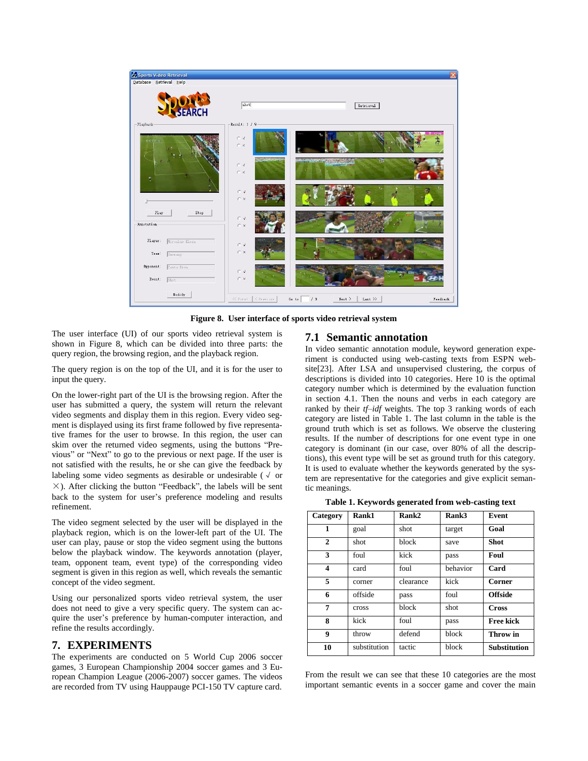Figure 8. User interface of sports video retrieval system

The user interface (UI) of our sports video retrieval system is shown in Figure 8, which can be divided into three parts: the query region, the browsing region, and the playback region.

The query region is on the top of the UI, and it is for the user to input the query.

On the lower-right part of the UI is the browsing region. After the user has submitted a query, the system will return the relevant video segments and display them in this region. Every video segment is displayed using its first frame followed by five representative frames for the user to browse. In this region, the user can skim over the returned video segments, using the buttons "Previous" or "Next" to go to the previous or next page. If the user is not satisfied with the results, he or she can give the feedback by labeling some video segments as desirable or undesirable (√ or ×). After clicking the button "Feedback", the labels will be sent back to the system for user's preference modeling and results refinement.

The video segment selected by the user will be displayed in the playback region, which is on the lower-left part of the UI. The user can play, pause or stop the video segment using the buttons below the playback window. The keywords annotation (player, team, opponent team, event type) of the corresponding video segment is given in this region as well, which reveals the semantic concept of the video segment.

Using our personalized sports video retrieval system, the user does not need to give a very specific query. The system can acquire the user's preference by human-computer interaction, and refine the results accordingly.

## 7. EXPERIMENTS

The experiments are conducted on 5 World Cup 2006 soccer games, 3 European Championship 2004 soccer games and 3 European Champion League (2006-2007) soccer games. The videos are recorded from TV using Hauppauge PCI-150 TV capture card.

### 7.1 Semantic annotation

In video semantic annotation module, keyword generation experiment is conducted using web-casting texts from ESPN website[23]. After LSA and unsupervised clustering, the corpus of descriptions is divided into 10 categories. Here 10 is the optimal category number which is determined by the evaluation function in section 4.1. Then the nouns and verbs in each category are ranked by their *tf–idf* weights. The top 3 ranking words of each category are listed in Table 1. The last column in the table is the ground truth which is set as follows. We observe the clustering results. If the number of descriptions for one event type in one category is dominant (in our case, over 80% of all the descriptions), this event type will be set as ground truth for this category. It is used to evaluate whether the keywords generated by the system are representative for the categories and give explicit semantic meanings.

**Table 1. Keywords generated from web-casting text**

| Category | Rank1 | Rank2 | Rank3 | Event |
|---|---|---|---|---|
| **1** | goal | shot | target | **Goal** |
| **2** | shot | block | save | **Shot** |
| **3** | foul | kick | pass | **Foul** |
| **4** | card | foul | behavior | **Card** |
| **5** | corner | clearance | kick | **Corner** |
| **6** | offside | pass | foul | **Offside** |
| **7** | cross | block | shot | **Cross** |
| **8** | kick | foul | pass | **Free kick** |
| **9** | throw | defend | block | **Throw in** |
| **10** | substitution | tactic | block | **Substitution** |

From the result we can see that these 10 categories are the most important semantic events in a soccer game and cover the main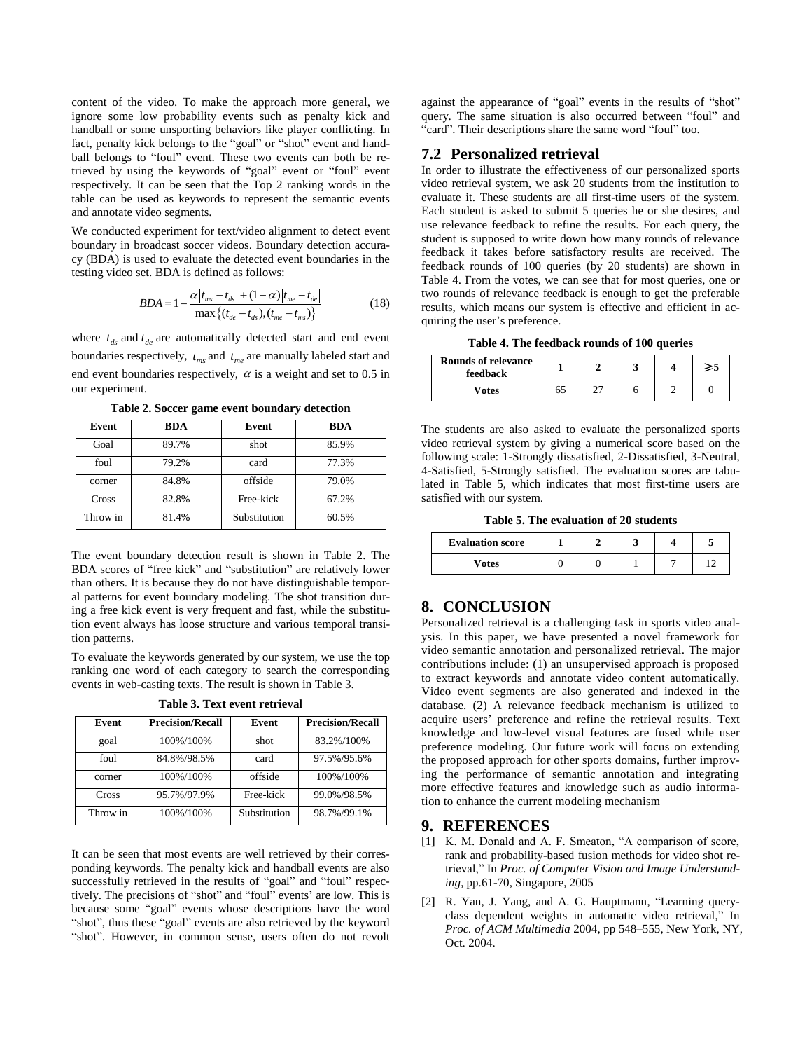content of the video. To make the approach more general, we ignore some low probability events such as penalty kick and handball or some unsporting behaviors like player conflicting. In fact, penalty kick belongs to the "goal" or "shot" event and handball belongs to "foul" event. These two events can both be retrieved by using the keywords of "goal" event or "foul" event respectively. It can be seen that the Top 2 ranking words in the table can be used as keywords to represent the semantic events and annotate video segments.

We conducted experiment for text/video alignment to detect event boundary in broadcast soccer videos. Boundary detection accuracy (BDA) is used to evaluate the detected event boundaries in the testing video set. BDA is defined as follows:

$$BDA = 1 - \frac{\alpha |t_{ms} - t_{ds}| + (1-\alpha)|t_{me} - t_{de}|}{\max\{(t_{de} - t_{ds}), (t_{me} - t_{ms})\}} \tag{18}$$

where $t_{ds}$ and $t_{de}$ are automatically detected start and end event boundaries respectively, $t_{ms}$ and $t_{me}$ are manually labeled start and end event boundaries respectively, $\alpha$ is a weight and set to 0.5 in our experiment.

**Table 2. Soccer game event boundary detection**

| Event | BDA | Event | BDA |
|---|---|---|---|
| Goal | 89.7% | shot | 85.9% |
| foul | 79.2% | card | 77.3% |
| corner | 84.8% | offside | 79.0% |
| Cross | 82.8% | Free-kick | 67.2% |
| Throw in | 81.4% | Substitution | 60.5% |

The event boundary detection result is shown in Table 2. The BDA scores of "free kick" and "substitution" are relatively lower than others. It is because they do not have distinguishable temporal patterns for event boundary modeling. The shot transition during a free kick event is very frequent and fast, while the substitution event always has loose structure and various temporal transition patterns.

To evaluate the keywords generated by our system, we use the top ranking one word of each category to search the corresponding events in web-casting texts. The result is shown in Table 3.

**Table 3. Text event retrieval**

| Event | Precision/Recall | Event | Precision/Recall |
|---|---|---|---|
| goal | 100%/100% | shot | 83.2%/100% |
| foul | 84.8%/98.5% | card | 97.5%/95.6% |
| corner | 100%/100% | offside | 100%/100% |
| Cross | 95.7%/97.9% | Free-kick | 99.0%/98.5% |
| Throw in | 100%/100% | Substitution | 98.7%/99.1% |

It can be seen that most events are well retrieved by their corresponding keywords. The penalty kick and handball events are also successfully retrieved in the results of "goal" and "foul" respectively. The precisions of "shot" and "foul" events' are low. This is because some "goal" events whose descriptions have the word "shot", thus these "goal" events are also retrieved by the keyword "shot". However, in common sense, users often do not revolt against the appearance of "goal" events in the results of "shot" query. The same situation is also occurred between "foul" and "card". Their descriptions share the same word "foul" too.

## 7.2 Personalized retrieval

In order to illustrate the effectiveness of our personalized sports video retrieval system, we ask 20 students from the institution to evaluate it. These students are all first-time users of the system. Each student is asked to submit 5 queries he or she desires, and use relevance feedback to refine the results. For each query, the student is supposed to write down how many rounds of relevance feedback it takes before satisfactory results are received. The feedback rounds of 100 queries (by 20 students) are shown in Table 4. From the votes, we can see that for most queries, one or two rounds of relevance feedback is enough to get the preferable results, which means our system is effective and efficient in acquiring the user's preference.

**Table 4. The feedback rounds of 100 queries**

| Rounds of relevance feedback | 1 | 2 | 3 | 4 | ⩾5 |
|---|---|---|---|---|---|
| Votes | 65 | 27 | 6 | 2 | 0 |

The students are also asked to evaluate the personalized sports video retrieval system by giving a numerical score based on the following scale: 1-Strongly dissatisfied, 2-Dissatisfied, 3-Neutral, 4-Satisfied, 5-Strongly satisfied. The evaluation scores are tabulated in Table 5, which indicates that most first-time users are satisfied with our system.

**Table 5. The evaluation of 20 students**

| Evaluation score | 1 | 2 | 3 | 4 | 5 |
|---|---|---|---|---|---|
| Votes | 0 | 0 | 1 | 7 | 12 |

# 8. CONCLUSION

Personalized retrieval is a challenging task in sports video analysis. In this paper, we have presented a novel framework for video semantic annotation and personalized retrieval. The major contributions include: (1) an unsupervised approach is proposed to extract keywords and annotate video content automatically. Video event segments are also generated and indexed in the database. (2) A relevance feedback mechanism is utilized to acquire users' preference and refine the retrieval results. Text knowledge and low-level visual features are fused while user preference modeling. Our future work will focus on extending the proposed approach for other sports domains, further improving the performance of semantic annotation and integrating more effective features and knowledge such as audio information to enhance the current modeling mechanism

# 9. REFERENCES

[1] K. M. Donald and A. F. Smeaton, "A comparison of score, rank and probability-based fusion methods for video shot retrieval," In *Proc. of Computer Vision and Image Understanding*, pp.61-70, Singapore, 2005

[2] R. Yan, J. Yang, and A. G. Hauptmann, "Learning query-class dependent weights in automatic video retrieval," In *Proc. of ACM Multimedia* 2004, pp 548–555, New York, NY, Oct. 2004.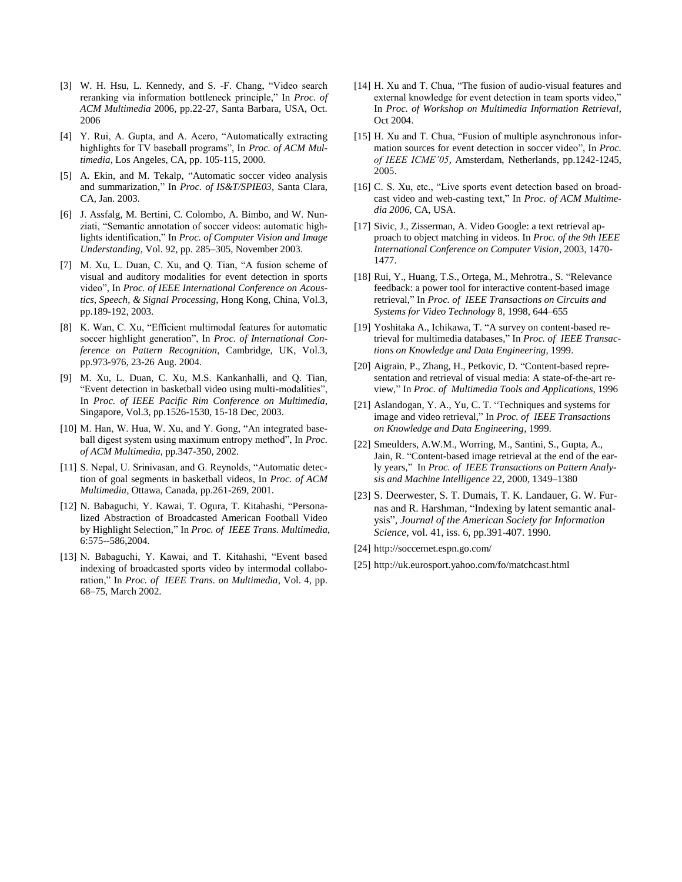[3] W. H. Hsu, L. Kennedy, and S. -F. Chang, "Video search reranking via information bottleneck principle," In *Proc. of ACM Multimedia* 2006, pp.22-27, Santa Barbara, USA, Oct. 2006

[4] Y. Rui, A. Gupta, and A. Acero, "Automatically extracting highlights for TV baseball programs", In *Proc. of ACM Multimedia*, Los Angeles, CA, pp. 105-115, 2000.

[5] A. Ekin, and M. Tekalp, "Automatic soccer video analysis and summarization," In *Proc. of IS&T/SPIE03*, Santa Clara, CA, Jan. 2003.

[6] J. Assfalg, M. Bertini, C. Colombo, A. Bimbo, and W. Nunziati, "Semantic annotation of soccer videos: automatic highlights identification," In *Proc. of Computer Vision and Image Understanding*, Vol. 92, pp. 285–305, November 2003.

[7] M. Xu, L. Duan, C. Xu, and Q. Tian, "A fusion scheme of visual and auditory modalities for event detection in sports video", In *Proc. of IEEE International Conference on Acoustics, Speech, & Signal Processing*, Hong Kong, China, Vol.3, pp.189-192, 2003.

[8] K. Wan, C. Xu, "Efficient multimodal features for automatic soccer highlight generation", In *Proc. of International Conference on Pattern Recognition*, Cambridge, UK, Vol.3, pp.973-976, 23-26 Aug. 2004.

[9] M. Xu, L. Duan, C. Xu, M.S. Kankanhalli, and Q. Tian, "Event detection in basketball video using multi-modalities", In *Proc. of IEEE Pacific Rim Conference on Multimedia*, Singapore, Vol.3, pp.1526-1530, 15-18 Dec, 2003.

[10] M. Han, W. Hua, W. Xu, and Y. Gong, "An integrated baseball digest system using maximum entropy method", In *Proc. of ACM Multimedia*, pp.347-350, 2002.

[11] S. Nepal, U. Srinivasan, and G. Reynolds, "Automatic detection of goal segments in basketball videos, In *Proc. of ACM Multimedia*, Ottawa, Canada, pp.261-269, 2001.

[12] N. Babaguchi, Y. Kawai, T. Ogura, T. Kitahashi, "Personalized Abstraction of Broadcasted American Football Video by Highlight Selection," In *Proc. of IEEE Trans. Multimedia*, 6:575--586,2004.

[13] N. Babaguchi, Y. Kawai, and T. Kitahashi, "Event based indexing of broadcasted sports video by intermodal collaboration," In *Proc. of IEEE Trans. on Multimedia*, Vol. 4, pp. 68–75, March 2002.

[14] H. Xu and T. Chua, "The fusion of audio-visual features and external knowledge for event detection in team sports video," In *Proc. of Workshop on Multimedia Information Retrieval*, Oct 2004.

[15] H. Xu and T. Chua, "Fusion of multiple asynchronous information sources for event detection in soccer video", In *Proc. of IEEE ICME'05*, Amsterdam, Netherlands, pp.1242-1245, 2005.

[16] C. S. Xu, etc., "Live sports event detection based on broadcast video and web-casting text," In *Proc. of ACM Multimedia 2006*, CA, USA.

[17] Sivic, J., Zisserman, A. Video Google: a text retrieval approach to object matching in videos. In *Proc. of the 9th IEEE International Conference on Computer Vision*, 2003, 1470-1477.

[18] Rui, Y., Huang, T.S., Ortega, M., Mehrotra., S. "Relevance feedback: a power tool for interactive content-based image retrieval," In *Proc. of IEEE Transactions on Circuits and Systems for Video Technology* 8, 1998, 644–655

[19] Yoshitaka A., Ichikawa, T. "A survey on content-based retrieval for multimedia databases," In *Proc. of IEEE Transactions on Knowledge and Data Engineering*, 1999.

[20] Aigrain, P., Zhang, H., Petkovic, D. "Content-based representation and retrieval of visual media: A state-of-the-art review," In *Proc. of Multimedia Tools and Applications*, 1996

[21] Aslandogan, Y. A., Yu, C. T. "Techniques and systems for image and video retrieval," In *Proc. of IEEE Transactions on Knowledge and Data Engineering*, 1999.

[22] Smeulders, A.W.M., Worring, M., Santini, S., Gupta, A., Jain, R. "Content-based image retrieval at the end of the early years," In *Proc. of IEEE Transactions on Pattern Analysis and Machine Intelligence* 22, 2000, 1349–1380

[23] S. Deerwester, S. T. Dumais, T. K. Landauer, G. W. Furnas and R. Harshman, "Indexing by latent semantic analysis", *Journal of the American Society for Information Science*, vol. 41, iss. 6, pp.391-407. 1990.

[24] http://soccernet.espn.go.com/

[25] http://uk.eurosport.yahoo.com/fo/matchcast.html